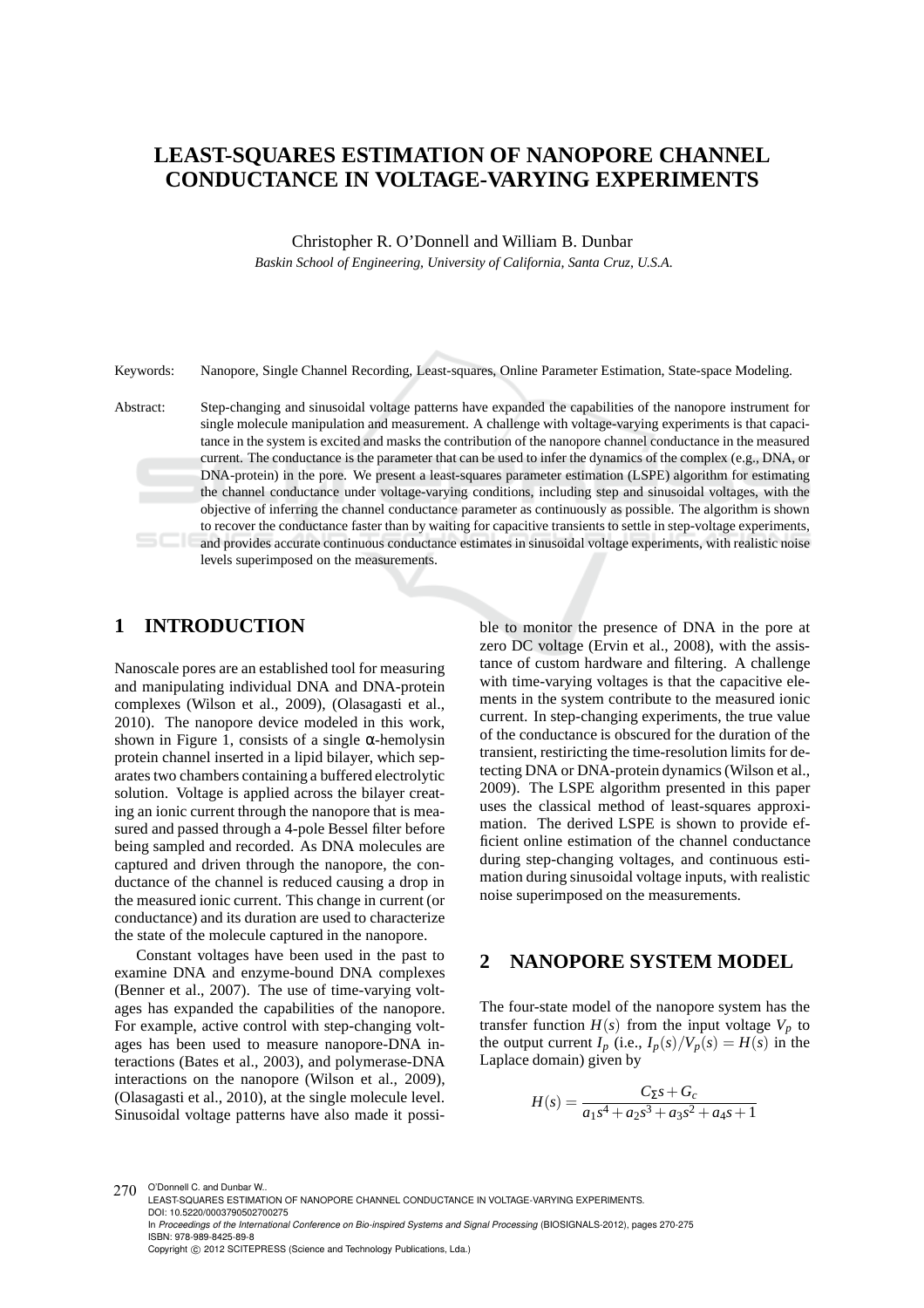# LEAST-SQUARES ESTIMATION OF NANOPORE CHANNEL CONDUCTANCE IN VOLTAGE-VARYING EXPERIMENTS

Christopher R. O'Donnell and William B. Dunbar

*Baskin School of Engineering, University of California, Santa Cruz, U.S.A.*

Keywords: Nanopore, Single Channel Recording, Least-squares, Online Parameter Estimation, State-space Modeling.

Abstract: Step-changing and sinusoidal voltage patterns have expanded the capabilities of the nanopore instrument for single molecule manipulation and measurement. A challenge with voltage-varying experiments is that capacitance in the system is excited and masks the contribution of the nanopore channel conductance in the measured current. The conductance is the parameter that can be used to infer the dynamics of the complex (e.g., DNA, or DNA-protein) in the pore. We present a least-squares parameter estimation (LSPE) algorithm for estimating the channel conductance under voltage-varying conditions, including step and sinusoidal voltages, with the objective of inferring the channel conductance parameter as continuously as possible. The algorithm is shown to recover the conductance faster than by waiting for capacitive transients to settle in step-voltage experiments, and provides accurate continuous conductance estimates in sinusoidal voltage experiments, with realistic noise levels superimposed on the measurements.

## 1 INTRODUCTION

Nanoscale pores are an established tool for measuring and manipulating individual DNA and DNA-protein complexes (Wilson et al., 2009), (Olasagasti et al., 2010). The nanopore device modeled in this work, shown in Figure 1, consists of a single α-hemolysin protein channel inserted in a lipid bilayer, which separates two chambers containing a buffered electrolytic solution. Voltage is applied across the bilayer creating an ionic current through the nanopore that is measured and passed through a 4-pole Bessel filter before being sampled and recorded. As DNA molecules are captured and driven through the nanopore, the conductance of the channel is reduced causing a drop in the measured ionic current. This change in current (or conductance) and its duration are used to characterize the state of the molecule captured in the nanopore.

Constant voltages have been used in the past to examine DNA and enzyme-bound DNA complexes (Benner et al., 2007). The use of time-varying voltages has expanded the capabilities of the nanopore. For example, active control with step-changing voltages has been used to measure nanopore-DNA interactions (Bates et al., 2003), and polymerase-DNA interactions on the nanopore (Wilson et al., 2009), (Olasagasti et al., 2010), at the single molecule level. Sinusoidal voltage patterns have also made it possible to monitor the presence of DNA in the pore at zero DC voltage (Ervin et al., 2008), with the assistance of custom hardware and filtering. A challenge with time-varying voltages is that the capacitive elements in the system contribute to the measured ionic current. In step-changing experiments, the true value of the conductance is obscured for the duration of the transient, restiricting the time-resolution limits for detecting DNA or DNA-protein dynamics (Wilson et al., 2009). The LSPE algorithm presented in this paper uses the classical method of least-squares approximation. The derived LSPE is shown to provide efficient online estimation of the channel conductance during step-changing voltages, and continuous estimation during sinusoidal voltage inputs, with realistic noise superimposed on the measurements.

## 2 NANOPORE SYSTEM MODEL

The four-state model of the nanopore system has the transfer function $H(s)$ from the input voltage $V_p$ to the output current $I_p$ (i.e., $I_p(s)/V_p(s) = H(s)$ in the Laplace domain) given by

$$H(s) = \frac{C_\Sigma s + G_c}{a_1 s^4 + a_2 s^3 + a_3 s^2 + a_4 s + 1}$$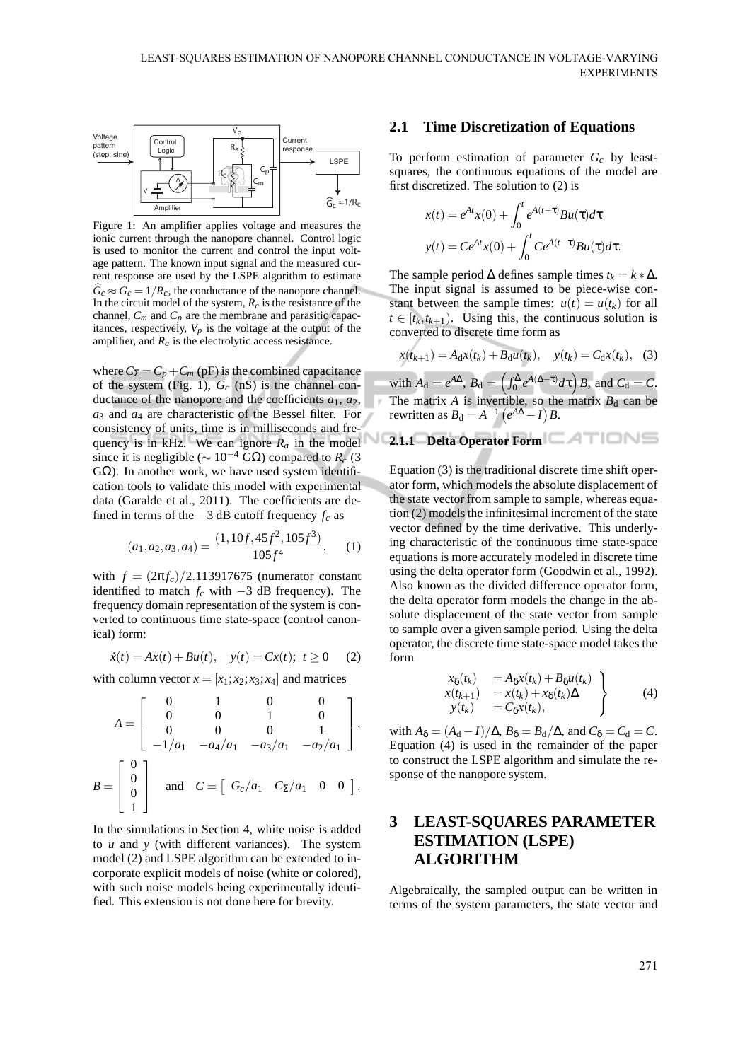Figure 1: An amplifier applies voltage and measures the ionic current through the nanopore channel. Control logic is used to monitor the current and control the input voltage pattern. The known input signal and the measured current response are used by the LSPE algorithm to estimate $\widehat{G}_c \approx G_c = 1/R_c$, the conductance of the nanopore channel. In the circuit model of the system, $R_c$ is the resistance of the channel, $C_m$ and $C_p$ are the membrane and parasitic capacitances, respectively, $V_p$ is the voltage at the output of the amplifier, and $R_a$ is the electrolytic access resistance.

where $C_\Sigma = C_p + C_m$ (pF) is the combined capacitance of the system (Fig. 1), $G_c$ (nS) is the channel conductance of the nanopore and the coefficients $a_1$, $a_2$, $a_3$ and $a_4$ are characteristic of the Bessel filter. For consistency of units, time is in milliseconds and frequency is in kHz. We can ignore $R_a$ in the model since it is negligible ($\sim 10^{-4}$ G$\Omega$) compared to $R_c$ (3 G$\Omega$). In another work, we have used system identification tools to validate this model with experimental data (Garalde et al., 2011). The coefficients are defined in terms of the $-3$ dB cutoff frequency $f_c$ as

$$(a_1, a_2, a_3, a_4) = \frac{(1, 10f, 45f^2, 105f^3)}{105f^4}, \quad (1)$$

with $f = (2\pi f_c)/2.113917675$ (numerator constant identified to match $f_c$ with $-3$ dB frequency). The frequency domain representation of the system is converted to continuous time state-space (control canonical) form:

$$\dot{x}(t) = Ax(t) + Bu(t), \quad y(t) = Cx(t); \; t \geq 0 \quad (2)$$

with column vector $x = [x_1; x_2; x_3; x_4]$ and matrices

$$A = \begin{bmatrix} 0 & 1 & 0 & 0 \\ 0 & 0 & 1 & 0 \\ 0 & 0 & 0 & 1 \\ -1/a_1 & -a_4/a_1 & -a_3/a_1 & -a_2/a_1 \end{bmatrix},$$

$$B = \begin{bmatrix} 0 \\ 0 \\ 0 \\ 1 \end{bmatrix} \quad \text{and} \quad C = \begin{bmatrix} G_c/a_1 & C_\Sigma/a_1 & 0 & 0 \end{bmatrix}.$$

In the simulations in Section 4, white noise is added to $u$ and $y$ (with different variances). The system model (2) and LSPE algorithm can be extended to incorporate explicit models of noise (white or colored), with such noise models being experimentally identified. This extension is not done here for brevity.

## 2.1 Time Discretization of Equations

To perform estimation of parameter $G_c$ by least-squares, the continuous equations of the model are first discretized. The solution to (2) is

$$x(t) = e^{At}x(0) + \int_0^t e^{A(t-\tau)}Bu(\tau)d\tau$$
$$y(t) = Ce^{At}x(0) + \int_0^t Ce^{A(t-\tau)}Bu(\tau)d\tau.$$

The sample period $\Delta$ defines sample times $t_k = k * \Delta$. The input signal is assumed to be piece-wise constant between the sample times: $u(t) = u(t_k)$ for all $t \in [t_k, t_{k+1})$. Using this, the continuous solution is converted to discrete time form as

$$x(t_{k+1}) = A_d x(t_k) + B_d u(t_k), \quad y(t_k) = C_d x(t_k), \quad (3)$$

with $A_d = e^{A\Delta}$, $B_d = \left(\int_0^\Delta e^{A(\Delta-\tau)}d\tau\right)B$, and $C_d = C$. The matrix $A$ is invertible, so the matrix $B_d$ can be rewritten as $B_d = A^{-1}\left(e^{A\Delta} - I\right)B$.

### 2.1.1 Delta Operator Form

Equation (3) is the traditional discrete time shift operator form, which models the absolute displacement of the state vector from sample to sample, whereas equation (2) models the infinitesimal increment of the state vector defined by the time derivative. This underlying characteristic of the continuous time state-space equations is more accurately modeled in discrete time using the delta operator form (Goodwin et al., 1992). Also known as the divided difference operator form, the delta operator form models the change in the absolute displacement of the state vector from sample to sample over a given sample period. Using the delta operator, the discrete time state-space model takes the form

$$\left.\begin{array}{ll} x_\delta(t_k) & = A_\delta x(t_k) + B_\delta u(t_k) \\ x(t_{k+1}) & = x(t_k) + x_\delta(t_k)\Delta \\ y(t_k) & = C_\delta x(t_k), \end{array}\right\} \quad (4)$$

with $A_\delta = (A_d - I)/\Delta$, $B_\delta = B_d/\Delta$, and $C_\delta = C_d = C$. Equation (4) is used in the remainder of the paper to construct the LSPE algorithm and simulate the response of the nanopore system.

# 3 LEAST-SQUARES PARAMETER ESTIMATION (LSPE) ALGORITHM

Algebraically, the sampled output can be written in terms of the system parameters, the state vector and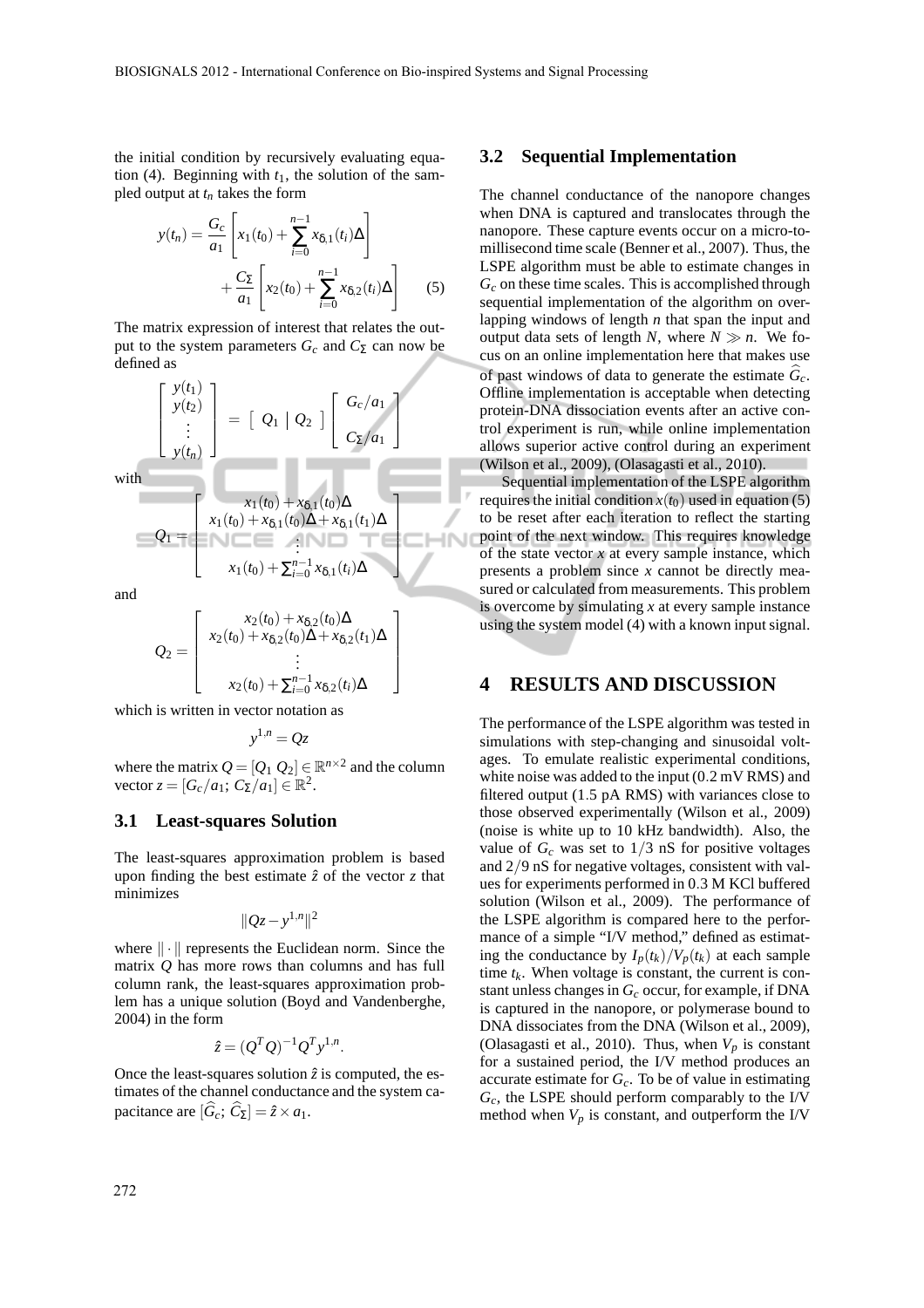the initial condition by recursively evaluating equation (4). Beginning with $t_1$, the solution of the sampled output at $t_n$ takes the form

$$y(t_n) = \frac{G_c}{a_1}\left[x_1(t_0) + \sum_{i=0}^{n-1} x_{\delta,1}(t_i)\Delta\right] + \frac{C_\Sigma}{a_1}\left[x_2(t_0) + \sum_{i=0}^{n-1} x_{\delta,2}(t_i)\Delta\right] \qquad (5)$$

The matrix expression of interest that relates the output to the system parameters $G_c$ and $C_\Sigma$ can now be defined as

$$\begin{bmatrix} y(t_1) \\ y(t_2) \\ \vdots \\ y(t_n) \end{bmatrix} = \begin{bmatrix} Q_1 \mid Q_2 \end{bmatrix} \begin{bmatrix} G_c/a_1 \\ C_\Sigma/a_1 \end{bmatrix}$$

with

$$Q_1 = \begin{bmatrix} x_1(t_0) + x_{\delta,1}(t_0)\Delta \\ x_1(t_0) + x_{\delta,1}(t_0)\Delta + x_{\delta,1}(t_1)\Delta \\ \vdots \\ x_1(t_0) + \sum_{i=0}^{n-1} x_{\delta,1}(t_i)\Delta \end{bmatrix}$$

and

$$Q_2 = \begin{bmatrix} x_2(t_0) + x_{\delta,2}(t_0)\Delta \\ x_2(t_0) + x_{\delta,2}(t_0)\Delta + x_{\delta,2}(t_1)\Delta \\ \vdots \\ x_2(t_0) + \sum_{i=0}^{n-1} x_{\delta,2}(t_i)\Delta \end{bmatrix}$$

which is written in vector notation as

$$y^{1,n} = Qz$$

where the matrix $Q = [Q_1\ Q_2] \in \mathbb{R}^{n\times 2}$ and the column vector $z = [G_c/a_1;\ C_\Sigma/a_1] \in \mathbb{R}^2$.

### 3.1 Least-squares Solution

The least-squares approximation problem is based upon finding the best estimate $\hat{z}$ of the vector $z$ that minimizes

$$\|Qz - y^{1,n}\|^2$$

where $\|\cdot\|$ represents the Euclidean norm. Since the matrix $Q$ has more rows than columns and has full column rank, the least-squares approximation problem has a unique solution (Boyd and Vandenberghe, 2004) in the form

$$\hat{z} = (Q^T Q)^{-1} Q^T y^{1,n}.$$

Once the least-squares solution $\hat{z}$ is computed, the estimates of the channel conductance and the system capacitance are $[\widehat{G}_c;\ \widehat{C}_\Sigma] = \hat{z} \times a_1$.

### 3.2 Sequential Implementation

The channel conductance of the nanopore changes when DNA is captured and translocates through the nanopore. These capture events occur on a micro-to-millisecond time scale (Benner et al., 2007). Thus, the LSPE algorithm must be able to estimate changes in $G_c$ on these time scales. This is accomplished through sequential implementation of the algorithm on overlapping windows of length $n$ that span the input and output data sets of length $N$, where $N \gg n$. We focus on an online implementation here that makes use of past windows of data to generate the estimate $\widehat{G}_c$. Offline implementation is acceptable when detecting protein-DNA dissociation events after an active control experiment is run, while online implementation allows superior active control during an experiment (Wilson et al., 2009), (Olasagasti et al., 2010).

Sequential implementation of the LSPE algorithm requires the initial condition $x(t_0)$ used in equation (5) to be reset after each iteration to reflect the starting point of the next window. This requires knowledge of the state vector $x$ at every sample instance, which presents a problem since $x$ cannot be directly measured or calculated from measurements. This problem is overcome by simulating $x$ at every sample instance using the system model (4) with a known input signal.

## 4 RESULTS AND DISCUSSION

The performance of the LSPE algorithm was tested in simulations with step-changing and sinusoidal voltages. To emulate realistic experimental conditions, white noise was added to the input (0.2 mV RMS) and filtered output (1.5 pA RMS) with variances close to those observed experimentally (Wilson et al., 2009) (noise is white up to 10 kHz bandwidth). Also, the value of $G_c$ was set to $1/3$ nS for positive voltages and $2/9$ nS for negative voltages, consistent with values for experiments performed in 0.3 M KCl buffered solution (Wilson et al., 2009). The performance of the LSPE algorithm is compared here to the performance of a simple "I/V method," defined as estimating the conductance by $I_p(t_k)/V_p(t_k)$ at each sample time $t_k$. When voltage is constant, the current is constant unless changes in $G_c$ occur, for example, if DNA is captured in the nanopore, or polymerase bound to DNA dissociates from the DNA (Wilson et al., 2009), (Olasagasti et al., 2010). Thus, when $V_p$ is constant for a sustained period, the I/V method produces an accurate estimate for $G_c$. To be of value in estimating $G_c$, the LSPE should perform comparably to the I/V method when $V_p$ is constant, and outperform the I/V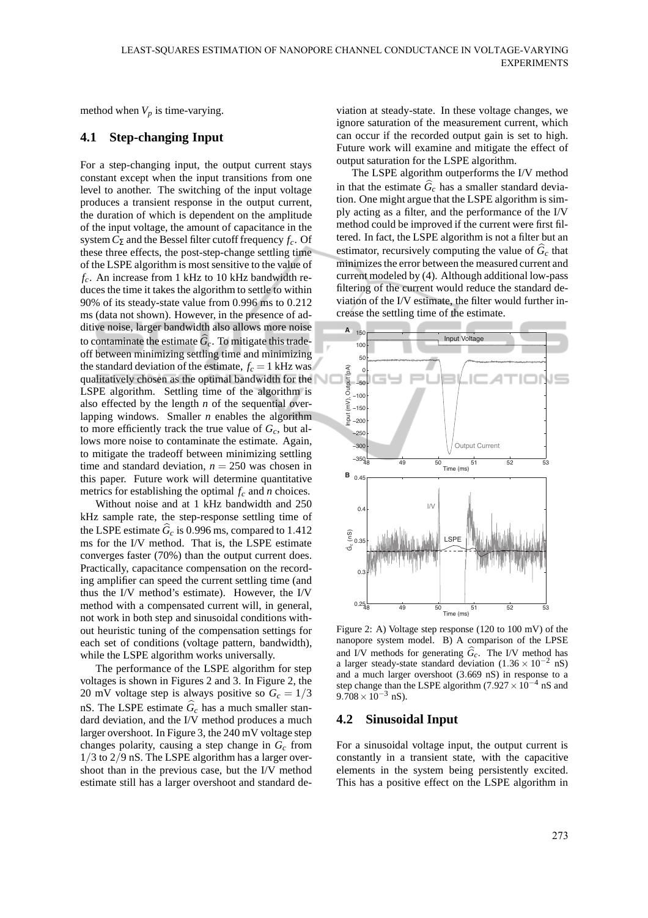method when $V_p$ is time-varying.

## 4.1 Step-changing Input

For a step-changing input, the output current stays constant except when the input transitions from one level to another. The switching of the input voltage produces a transient response in the output current, the duration of which is dependent on the amplitude of the input voltage, the amount of capacitance in the system $C_\Sigma$ and the Bessel filter cutoff frequency $f_c$. Of these three effects, the post-step-change settling time of the LSPE algorithm is most sensitive to the value of $f_c$. An increase from 1 kHz to 10 kHz bandwidth reduces the time it takes the algorithm to settle to within 90% of its steady-state value from 0.996 ms to 0.212 ms (data not shown). However, in the presence of additive noise, larger bandwidth also allows more noise to contaminate the estimate $\widehat{G}_c$. To mitigate this tradeoff between minimizing settling time and minimizing the standard deviation of the estimate, $f_c = 1$ kHz was qualitatively chosen as the optimal bandwidth for the LSPE algorithm. Settling time of the algorithm is also effected by the length $n$ of the sequential overlapping windows. Smaller $n$ enables the algorithm to more efficiently track the true value of $G_c$, but allows more noise to contaminate the estimate. Again, to mitigate the tradeoff between minimizing settling time and standard deviation, $n = 250$ was chosen in this paper. Future work will determine quantitative metrics for establishing the optimal $f_c$ and $n$ choices.

Without noise and at 1 kHz bandwidth and 250 kHz sample rate, the step-response settling time of the LSPE estimate $\widehat{G}_c$ is 0.996 ms, compared to 1.412 ms for the I/V method. That is, the LSPE estimate converges faster (70%) than the output current does. Practically, capacitance compensation on the recording amplifier can speed the current settling time (and thus the I/V method's estimate). However, the I/V method with a compensated current will, in general, not work in both step and sinusoidal conditions without heuristic tuning of the compensation settings for each set of conditions (voltage pattern, bandwidth), while the LSPE algorithm works universally.

The performance of the LSPE algorithm for step voltages is shown in Figures 2 and 3. In Figure 2, the 20 mV voltage step is always positive so $G_c = 1/3$ nS. The LSPE estimate $\widehat{G}_c$ has a much smaller standard deviation, and the I/V method produces a much larger overshoot. In Figure 3, the 240 mV voltage step changes polarity, causing a step change in $G_c$ from $1/3$ to $2/9$ nS. The LSPE algorithm has a larger overshoot than in the previous case, but the I/V method estimate still has a larger overshoot and standard deviation at steady-state. In these voltage changes, we ignore saturation of the measurement current, which can occur if the recorded output gain is set to high. Future work will examine and mitigate the effect of output saturation for the LSPE algorithm.

The LSPE algorithm outperforms the I/V method in that the estimate $\widehat{G}_c$ has a smaller standard deviation. One might argue that the LSPE algorithm is simply acting as a filter, and the performance of the I/V method could be improved if the current were first filtered. In fact, the LSPE algorithm is not a filter but an estimator, recursively computing the value of $\widehat{G}_c$ that minimizes the error between the measured current and current modeled by (4). Although additional low-pass filtering of the current would reduce the standard deviation of the I/V estimate, the filter would further increase the settling time of the estimate.

Figure 2: A) Voltage step response (120 to 100 mV) of the nanopore system model. B) A comparison of the LPSE and I/V methods for generating $\widehat{G}_c$. The I/V method has a larger steady-state standard deviation ($1.36 \times 10^{-2}$ nS) and a much larger overshoot (3.669 nS) in response to a step change than the LSPE algorithm ($7.927 \times 10^{-4}$ nS and $9.708 \times 10^{-3}$ nS).

## 4.2 Sinusoidal Input

For a sinusoidal voltage input, the output current is constantly in a transient state, with the capacitive elements in the system being persistently excited. This has a positive effect on the LSPE algorithm in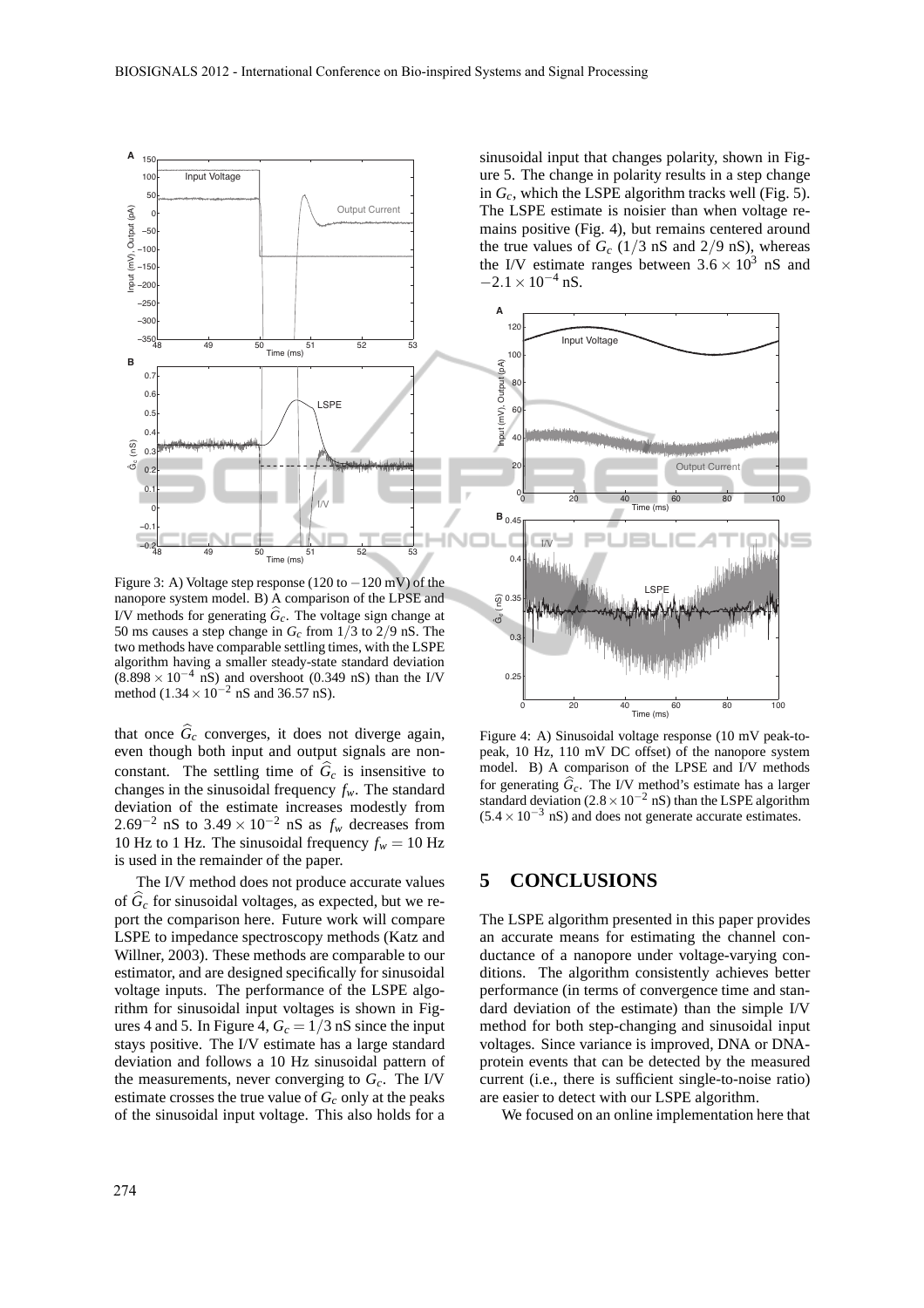Figure 3: A) Voltage step response (120 to −120 mV) of the nanopore system model. B) A comparison of the LPSE and I/V methods for generating $\widehat{G}_c$. The voltage sign change at 50 ms causes a step change in $G_c$ from $1/3$ to $2/9$ nS. The two methods have comparable settling times, with the LSPE algorithm having a smaller steady-state standard deviation ($8.898 \times 10^{-4}$ nS) and overshoot (0.349 nS) than the I/V method ($1.34 \times 10^{-2}$ nS and 36.57 nS).

that once $\widehat{G}_c$ converges, it does not diverge again, even though both input and output signals are non-constant. The settling time of $\widehat{G}_c$ is insensitive to changes in the sinusoidal frequency $f_w$. The standard deviation of the estimate increases modestly from $2.69^{-2}$ nS to $3.49 \times 10^{-2}$ nS as $f_w$ decreases from 10 Hz to 1 Hz. The sinusoidal frequency $f_w = 10$ Hz is used in the remainder of the paper.

The I/V method does not produce accurate values of $\widehat{G}_c$ for sinusoidal voltages, as expected, but we report the comparison here. Future work will compare LSPE to impedance spectroscopy methods (Katz and Willner, 2003). These methods are comparable to our estimator, and are designed specifically for sinusoidal voltage inputs. The performance of the LSPE algorithm for sinusoidal input voltages is shown in Figures 4 and 5. In Figure 4, $G_c = 1/3$ nS since the input stays positive. The I/V estimate has a large standard deviation and follows a 10 Hz sinusoidal pattern of the measurements, never converging to $G_c$. The I/V estimate crosses the true value of $G_c$ only at the peaks of the sinusoidal input voltage. This also holds for a sinusoidal input that changes polarity, shown in Figure 5. The change in polarity results in a step change in $G_c$, which the LSPE algorithm tracks well (Fig. 5). The LSPE estimate is noisier than when voltage remains positive (Fig. 4), but remains centered around the true values of $G_c$ ($1/3$ nS and $2/9$ nS), whereas the I/V estimate ranges between $3.6 \times 10^3$ nS and $-2.1 \times 10^{-4}$ nS.

Figure 4: A) Sinusoidal voltage response (10 mV peak-to-peak, 10 Hz, 110 mV DC offset) of the nanopore system model. B) A comparison of the LPSE and I/V methods for generating $\widehat{G}_c$. The I/V method's estimate has a larger standard deviation ($2.8 \times 10^{-2}$ nS) than the LSPE algorithm ($5.4 \times 10^{-3}$ nS) and does not generate accurate estimates.

## 5 CONCLUSIONS

The LSPE algorithm presented in this paper provides an accurate means for estimating the channel conductance of a nanopore under voltage-varying conditions. The algorithm consistently achieves better performance (in terms of convergence time and standard deviation of the estimate) than the simple I/V method for both step-changing and sinusoidal input voltages. Since variance is improved, DNA or DNA-protein events that can be detected by the measured current (i.e., there is sufficient single-to-noise ratio) are easier to detect with our LSPE algorithm.

We focused on an online implementation here that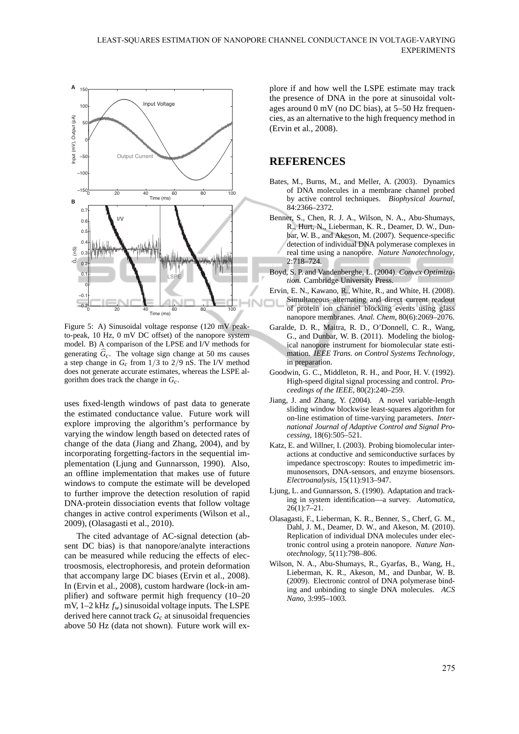A

150

100

50

0

−50

−100

−150

Input (mV), Output (pA)

Input Voltage

Output Current

0 20 40 60 80 100

Time (ms)

B

0.7

0.6

0.5

0.4

0.3

0.2

0.1

0

−0.1

−0.2

$\hat{G}_c$ (nS)

I/V

LSPE

0 20 40 60 80 100

Time (ms)

Figure 5: A) Sinusoidal voltage response (120 mV peak-to-peak, 10 Hz, 0 mV DC offset) of the nanopore system model. B) A comparison of the LPSE and I/V methods for generating $\widehat{G}_c$. The voltage sign change at 50 ms causes a step change in $G_c$ from $1/3$ to $2/9$ nS. The I/V method does not generate accurate estimates, whereas the LSPE algorithm does track the change in $G_c$.

uses fixed-length windows of past data to generate the estimated conductance value. Future work will explore improving the algorithm's performance by varying the window length based on detected rates of change of the data (Jiang and Zhang, 2004), and by incorporating forgetting-factors in the sequential implementation (Ljung and Gunnarsson, 1990). Also, an offline implementation that makes use of future windows to compute the estimate will be developed to further improve the detection resolution of rapid DNA-protein dissociation events that follow voltage changes in active control experiments (Wilson et al., 2009), (Olasagasti et al., 2010).

The cited advantage of AC-signal detection (absent DC bias) is that nanopore/analyte interactions can be measured while reducing the effects of electroosmosis, electrophoresis, and protein deformation that accompany large DC biases (Ervin et al., 2008). In (Ervin et al., 2008), custom hardware (lock-in amplifier) and software permit high frequency (10–20 mV, 1–2 kHz $f_w$) sinusoidal voltage inputs. The LSPE derived here cannot track $G_c$ at sinusoidal frequencies above 50 Hz (data not shown). Future work will explore if and how well the LSPE estimate may track the presence of DNA in the pore at sinusoidal voltages around 0 mV (no DC bias), at 5–50 Hz frequencies, as an alternative to the high frequency method in (Ervin et al., 2008).

## REFERENCES

Bates, M., Burns, M., and Meller, A. (2003). Dynamics of DNA molecules in a membrane channel probed by active control techniques. *Biophysical Journal*, 84:2366–2372.

Benner, S., Chen, R. J. A., Wilson, N. A., Abu-Shumays, R., Hurt, N., Lieberman, K. R., Deamer, D. W., Dunbar, W. B., and Akeson, M. (2007). Sequence-specific detection of individual DNA polymerase complexes in real time using a nanopore. *Nature Nanotechnology*, 2:718–724.

Boyd, S. P. and Vandenberghe, L. (2004). *Convex Optimization*. Cambridge University Press.

Ervin, E. N., Kawano, R., White, R., and White, H. (2008). Simultaneous alternating and direct current readout of protein ion channel blocking events using glass nanopore membranes. *Anal. Chem*, 80(6):2069–2076.

Garalde, D. R., Maitra, R. D., O'Donnell, C. R., Wang, G., and Dunbar, W. B. (2011). Modeling the biological nanopore instrument for biomolecular state estimation. *IEEE Trans. on Control Systems Technology*, in preparation.

Goodwin, G. C., Middleton, R. H., and Poor, H. V. (1992). High-speed digital signal processing and control. *Proceedings of the IEEE*, 80(2):240–259.

Jiang, J. and Zhang, Y. (2004). A novel variable-length sliding window blockwise least-squares algorithm for on-line estimation of time-varying parameters. *International Journal of Adaptive Control and Signal Processing*, 18(6):505–521.

Katz, E. and Willner, I. (2003). Probing biomolecular interactions at conductive and semiconductive surfaces by impedance spectroscopy: Routes to impedimetric immunosensors, DNA-sensors, and enzyme biosensors. *Electroanalysis*, 15(11):913–947.

Ljung, L. and Gunnarsson, S. (1990). Adaptation and tracking in system identification—a survey. *Automatica*, 26(1):7–21.

Olasagasti, F., Lieberman, K. R., Benner, S., Cherf, G. M., Dahl, J. M., Deamer, D. W., and Akeson, M. (2010). Replication of individual DNA molecules under electronic control using a protein nanopore. *Nature Nanotechnology*, 5(11):798–806.

Wilson, N. A., Abu-Shumays, R., Gyarfas, B., Wang, H., Lieberman, K. R., Akeson, M., and Dunbar, W. B. (2009). Electronic control of DNA polymerase binding and unbinding to single DNA molecules. *ACS Nano*, 3:995–1003.